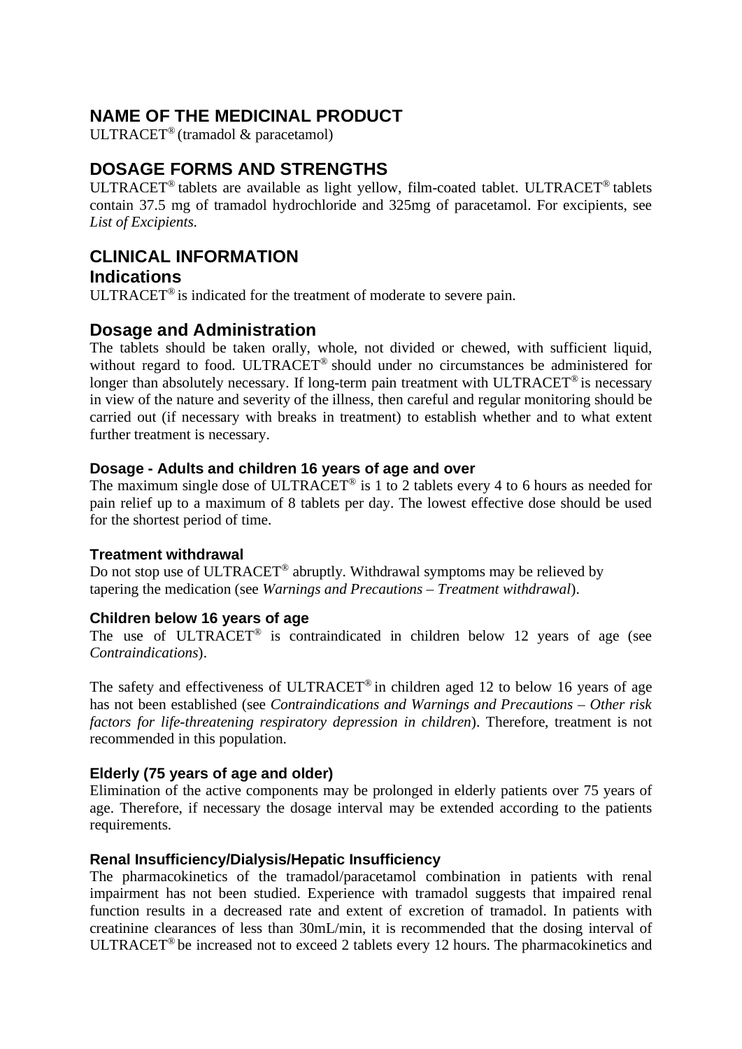# NAME OF THE MEDICINAL PRODUCT

ULTRACET® (tramadol & paracetamol)

# DOSAGE FORMS AND STRENGTHS

ULTRACET® tablets are available as light yellow, film-coated tablet. ULTRACET® tablets contain 37.5 mg of tramadol hydrochloride and 325mg of paracetamol. For excipients, see *List of Excipients*.

# CLINICAL INFORMATION

## Indications

ULTRACET® is indicated for the treatment of moderate to severe pain.

## Dosage and Administration

The tablets should be taken orally, whole, not divided or chewed, with sufficient liquid, without regard to food. ULTRACET® should under no circumstances be administered for longer than absolutely necessary. If long-term pain treatment with ULTRACET® is necessary in view of the nature and severity of the illness, then careful and regular monitoring should be carried out (if necessary with breaks in treatment) to establish whether and to what extent further treatment is necessary.

### Dosage - Adults and children 16 years of age and over

The maximum single dose of ULTRACET® is 1 to 2 tablets every 4 to 6 hours as needed for pain relief up to a maximum of 8 tablets per day. The lowest effective dose should be used for the shortest period of time.

### Treatment withdrawal

Do not stop use of ULTRACET® abruptly. Withdrawal symptoms may be relieved by tapering the medication (see *Warnings and Precautions – Treatment withdrawal*).

### Children below 16 years of age

The use of ULTRACET® is contraindicated in children below 12 years of age (see *Contraindications*).

The safety and effectiveness of ULTRACET® in children aged 12 to below 16 years of age has not been established (see *Contraindications and Warnings and Precautions – Other risk factors for life-threatening respiratory depression in children*). Therefore, treatment is not recommended in this population.

### Elderly (75 years of age and older)

Elimination of the active components may be prolonged in elderly patients over 75 years of age. Therefore, if necessary the dosage interval may be extended according to the patients requirements.

### Renal Insufficiency/Dialysis/Hepatic Insufficiency

The pharmacokinetics of the tramadol/paracetamol combination in patients with renal impairment has not been studied. Experience with tramadol suggests that impaired renal function results in a decreased rate and extent of excretion of tramadol. In patients with creatinine clearances of less than 30mL/min, it is recommended that the dosing interval of ULTRACET® be increased not to exceed 2 tablets every 12 hours. The pharmacokinetics and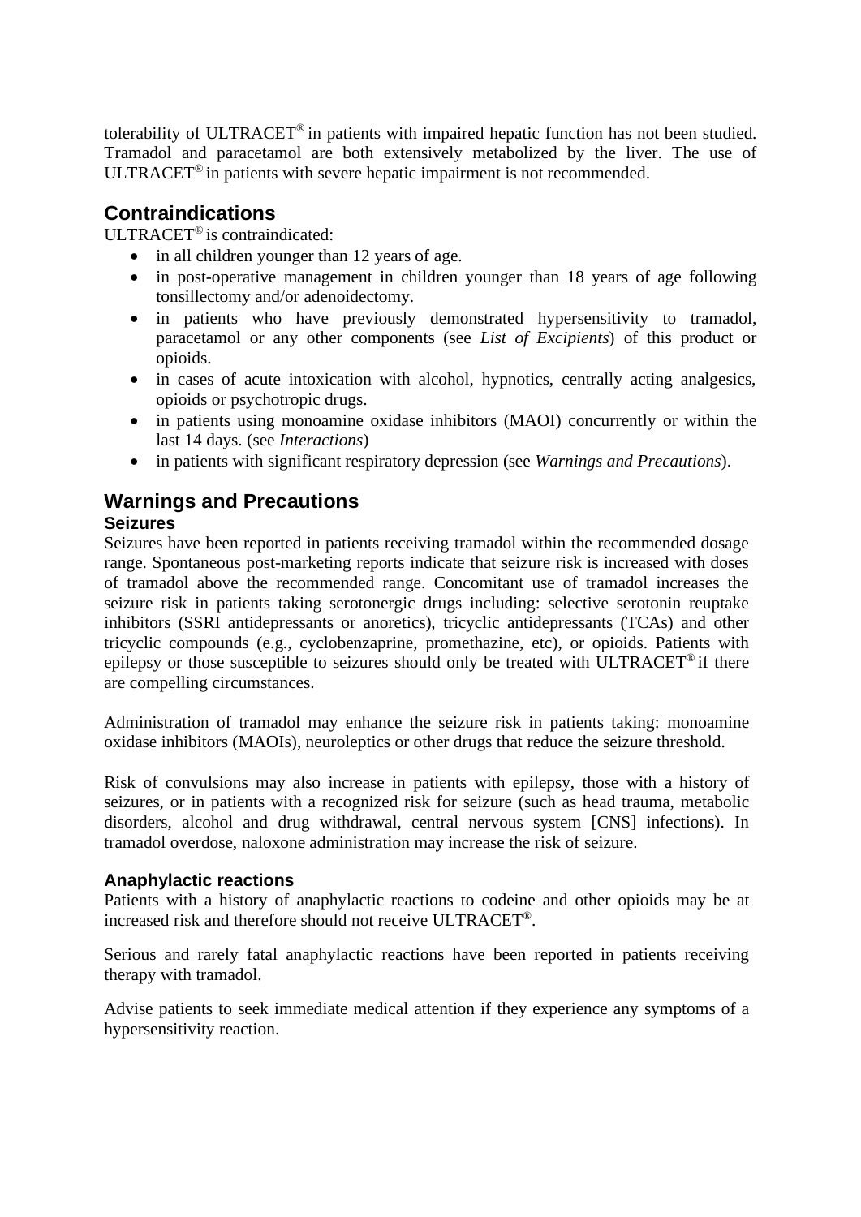tolerability of ULTRACET® in patients with impaired hepatic function has not been studied. Tramadol and paracetamol are both extensively metabolized by the liver. The use of ULTRACET® in patients with severe hepatic impairment is not recommended.

## Contraindications

ULTRACET® is contraindicated:

- in all children younger than 12 years of age.
- in post-operative management in children younger than 18 years of age following tonsillectomy and/or adenoidectomy.
- in patients who have previously demonstrated hypersensitivity to tramadol, paracetamol or any other components (see *List of Excipients*) of this product or opioids.
- in cases of acute intoxication with alcohol, hypnotics, centrally acting analgesics, opioids or psychotropic drugs.
- in patients using monoamine oxidase inhibitors (MAOI) concurrently or within the last 14 days. (see *Interactions*)
- in patients with significant respiratory depression (see *Warnings and Precautions*).

## Warnings and Precautions

### Seizures

Seizures have been reported in patients receiving tramadol within the recommended dosage range. Spontaneous post-marketing reports indicate that seizure risk is increased with doses of tramadol above the recommended range. Concomitant use of tramadol increases the seizure risk in patients taking serotonergic drugs including: selective serotonin reuptake inhibitors (SSRI antidepressants or anoretics), tricyclic antidepressants (TCAs) and other tricyclic compounds (e.g., cyclobenzaprine, promethazine, etc), or opioids. Patients with epilepsy or those susceptible to seizures should only be treated with ULTRACET® if there are compelling circumstances.

Administration of tramadol may enhance the seizure risk in patients taking: monoamine oxidase inhibitors (MAOIs), neuroleptics or other drugs that reduce the seizure threshold.

Risk of convulsions may also increase in patients with epilepsy, those with a history of seizures, or in patients with a recognized risk for seizure (such as head trauma, metabolic disorders, alcohol and drug withdrawal, central nervous system [CNS] infections). In tramadol overdose, naloxone administration may increase the risk of seizure.

### Anaphylactic reactions

Patients with a history of anaphylactic reactions to codeine and other opioids may be at increased risk and therefore should not receive ULTRACET®.

Serious and rarely fatal anaphylactic reactions have been reported in patients receiving therapy with tramadol.

Advise patients to seek immediate medical attention if they experience any symptoms of a hypersensitivity reaction.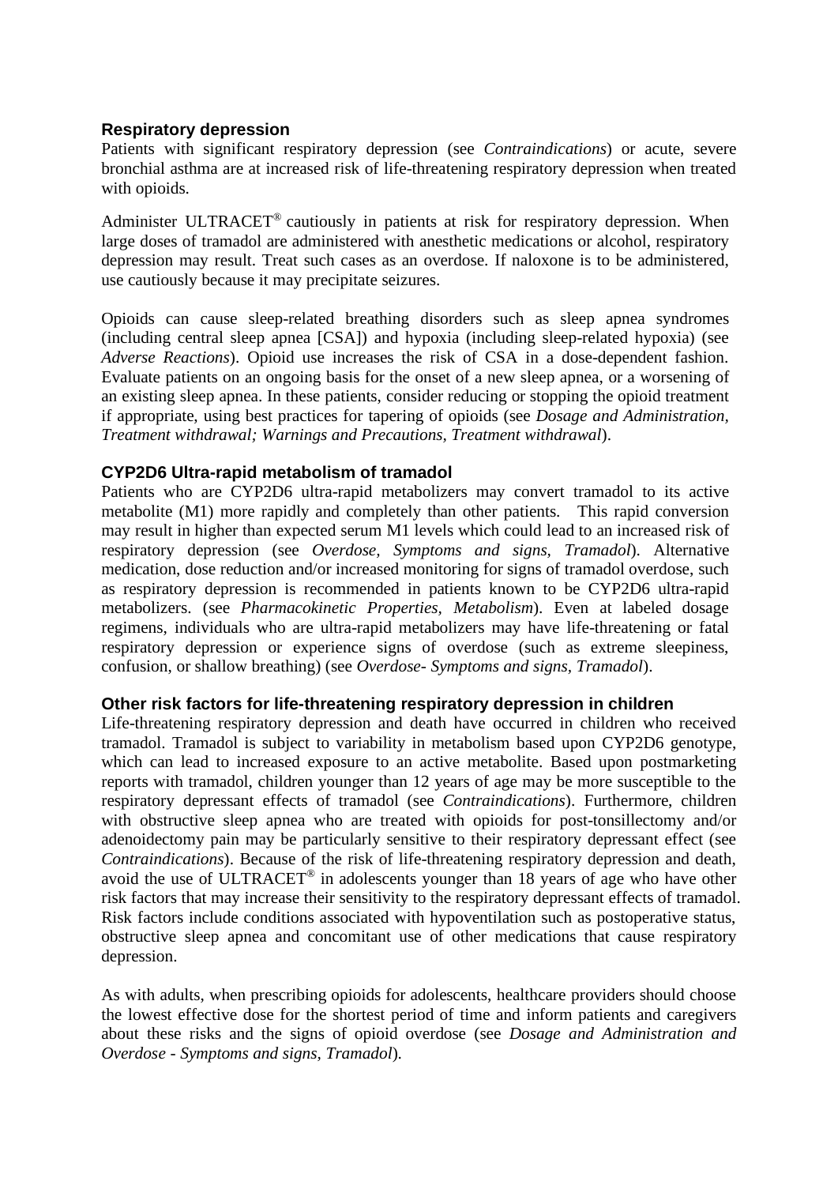### Respiratory depression

Patients with significant respiratory depression (see *Contraindications*) or acute, severe bronchial asthma are at increased risk of life-threatening respiratory depression when treated with opioids.

Administer ULTRACET® cautiously in patients at risk for respiratory depression. When large doses of tramadol are administered with anesthetic medications or alcohol, respiratory depression may result. Treat such cases as an overdose. If naloxone is to be administered, use cautiously because it may precipitate seizures.

Opioids can cause sleep-related breathing disorders such as sleep apnea syndromes (including central sleep apnea [CSA]) and hypoxia (including sleep-related hypoxia) (see *Adverse Reactions*). Opioid use increases the risk of CSA in a dose-dependent fashion. Evaluate patients on an ongoing basis for the onset of a new sleep apnea, or a worsening of an existing sleep apnea. In these patients, consider reducing or stopping the opioid treatment if appropriate, using best practices for tapering of opioids (see *Dosage and Administration, Treatment withdrawal; Warnings and Precautions, Treatment withdrawal*).

### CYP2D6 Ultra-rapid metabolism of tramadol

Patients who are CYP2D6 ultra-rapid metabolizers may convert tramadol to its active metabolite (M1) more rapidly and completely than other patients. This rapid conversion may result in higher than expected serum M1 levels which could lead to an increased risk of respiratory depression (see *Overdose, Symptoms and signs, Tramadol*). Alternative medication, dose reduction and/or increased monitoring for signs of tramadol overdose, such as respiratory depression is recommended in patients known to be CYP2D6 ultra-rapid metabolizers. (see *Pharmacokinetic Properties, Metabolism*). Even at labeled dosage regimens, individuals who are ultra-rapid metabolizers may have life-threatening or fatal respiratory depression or experience signs of overdose (such as extreme sleepiness, confusion, or shallow breathing) (see *Overdose- Symptoms and signs, Tramadol*).

### Other risk factors for life-threatening respiratory depression in children

Life-threatening respiratory depression and death have occurred in children who received tramadol. Tramadol is subject to variability in metabolism based upon CYP2D6 genotype, which can lead to increased exposure to an active metabolite. Based upon postmarketing reports with tramadol, children younger than 12 years of age may be more susceptible to the respiratory depressant effects of tramadol (see *Contraindications*). Furthermore, children with obstructive sleep apnea who are treated with opioids for post-tonsillectomy and/or adenoidectomy pain may be particularly sensitive to their respiratory depressant effect (see *Contraindications*). Because of the risk of life-threatening respiratory depression and death, avoid the use of ULTRACET® in adolescents younger than 18 years of age who have other risk factors that may increase their sensitivity to the respiratory depressant effects of tramadol. Risk factors include conditions associated with hypoventilation such as postoperative status, obstructive sleep apnea and concomitant use of other medications that cause respiratory depression.

As with adults, when prescribing opioids for adolescents, healthcare providers should choose the lowest effective dose for the shortest period of time and inform patients and caregivers about these risks and the signs of opioid overdose (see *Dosage and Administration and Overdose - Symptoms and signs, Tramadol*).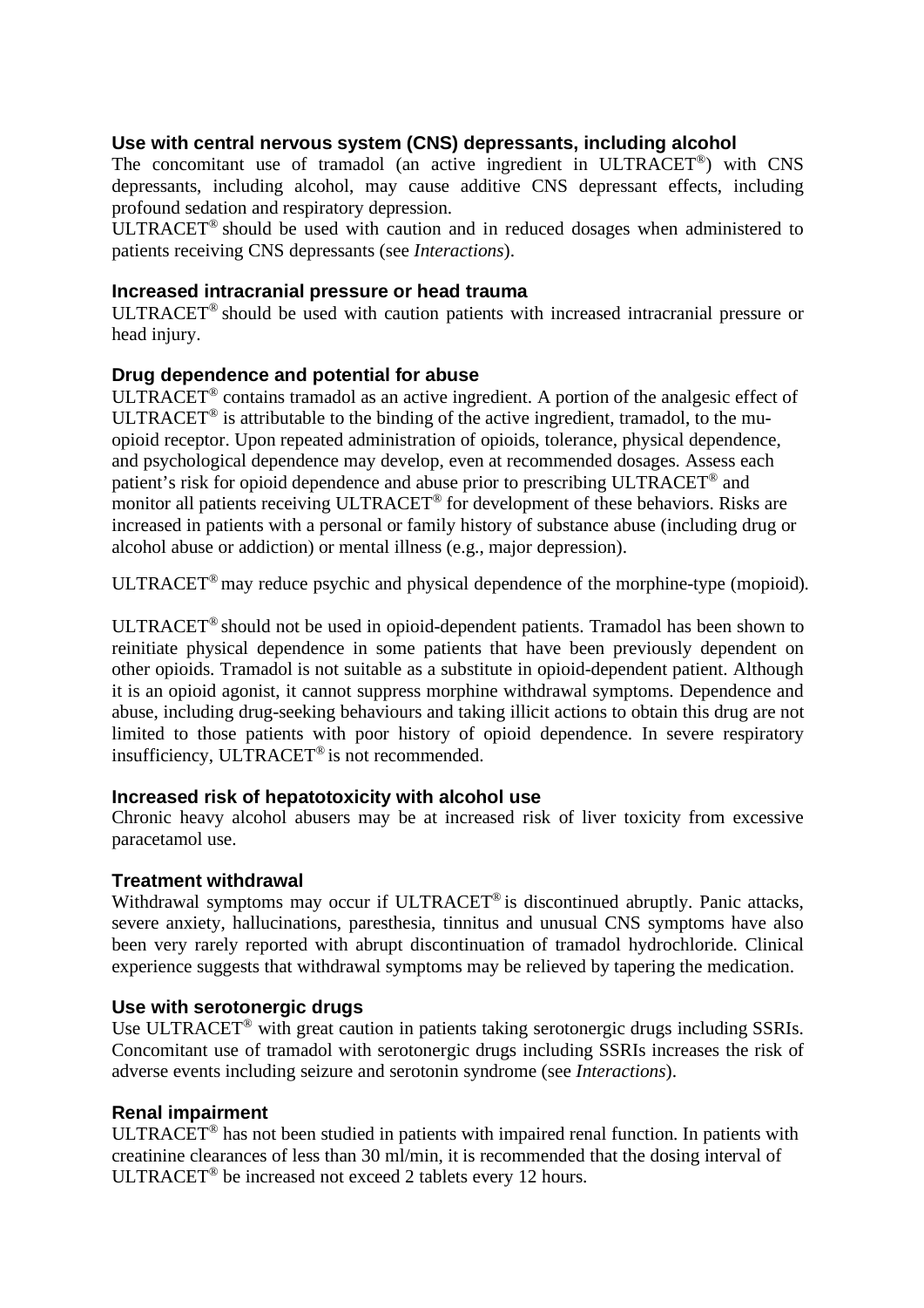### Use with central nervous system (CNS) depressants, including alcohol

The concomitant use of tramadol (an active ingredient in ULTRACET®) with CNS depressants, including alcohol, may cause additive CNS depressant effects, including profound sedation and respiratory depression.

ULTRACET® should be used with caution and in reduced dosages when administered to patients receiving CNS depressants (see *Interactions*).

### Increased intracranial pressure or head trauma

ULTRACET® should be used with caution patients with increased intracranial pressure or head injury.

### Drug dependence and potential for abuse

ULTRACET® contains tramadol as an active ingredient. A portion of the analgesic effect of ULTRACET® is attributable to the binding of the active ingredient, tramadol, to the mu-opioid receptor. Upon repeated administration of opioids, tolerance, physical dependence, and psychological dependence may develop, even at recommended dosages. Assess each patient's risk for opioid dependence and abuse prior to prescribing ULTRACET® and monitor all patients receiving ULTRACET® for development of these behaviors. Risks are increased in patients with a personal or family history of substance abuse (including drug or alcohol abuse or addiction) or mental illness (e.g., major depression).

ULTRACET® may reduce psychic and physical dependence of the morphine-type (mopioid).

ULTRACET® should not be used in opioid-dependent patients. Tramadol has been shown to reinitiate physical dependence in some patients that have been previously dependent on other opioids. Tramadol is not suitable as a substitute in opioid-dependent patient. Although it is an opioid agonist, it cannot suppress morphine withdrawal symptoms. Dependence and abuse, including drug-seeking behaviours and taking illicit actions to obtain this drug are not limited to those patients with poor history of opioid dependence. In severe respiratory insufficiency, ULTRACET® is not recommended.

### Increased risk of hepatotoxicity with alcohol use

Chronic heavy alcohol abusers may be at increased risk of liver toxicity from excessive paracetamol use.

### Treatment withdrawal

Withdrawal symptoms may occur if ULTRACET® is discontinued abruptly. Panic attacks, severe anxiety, hallucinations, paresthesia, tinnitus and unusual CNS symptoms have also been very rarely reported with abrupt discontinuation of tramadol hydrochloride. Clinical experience suggests that withdrawal symptoms may be relieved by tapering the medication.

### Use with serotonergic drugs

Use ULTRACET® with great caution in patients taking serotonergic drugs including SSRIs. Concomitant use of tramadol with serotonergic drugs including SSRIs increases the risk of adverse events including seizure and serotonin syndrome (see *Interactions*).

### Renal impairment

ULTRACET® has not been studied in patients with impaired renal function. In patients with creatinine clearances of less than 30 ml/min, it is recommended that the dosing interval of ULTRACET® be increased not exceed 2 tablets every 12 hours.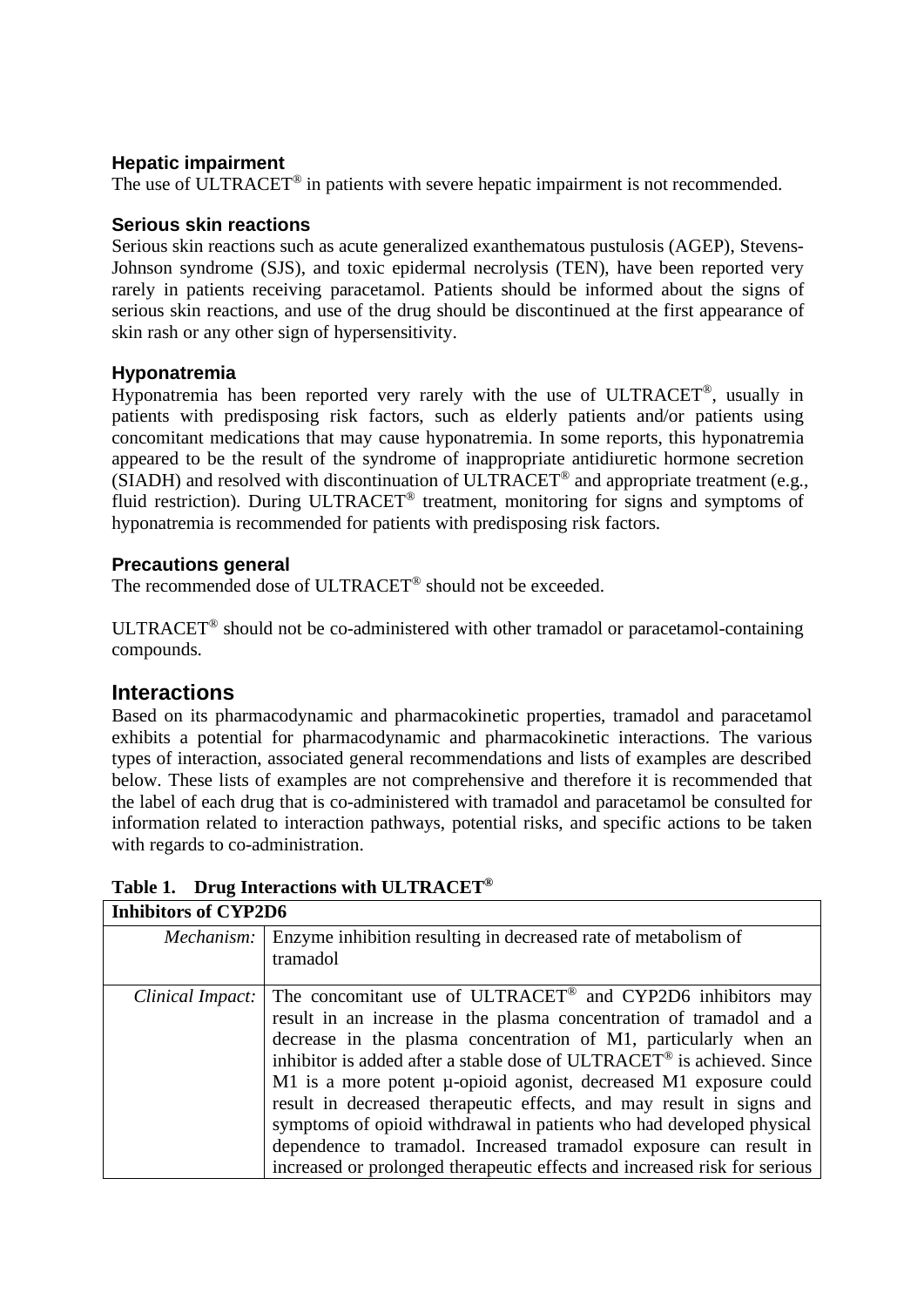### Hepatic impairment

The use of ULTRACET® in patients with severe hepatic impairment is not recommended.

### Serious skin reactions

Serious skin reactions such as acute generalized exanthematous pustulosis (AGEP), Stevens-Johnson syndrome (SJS), and toxic epidermal necrolysis (TEN), have been reported very rarely in patients receiving paracetamol. Patients should be informed about the signs of serious skin reactions, and use of the drug should be discontinued at the first appearance of skin rash or any other sign of hypersensitivity.

### Hyponatremia

Hyponatremia has been reported very rarely with the use of ULTRACET®, usually in patients with predisposing risk factors, such as elderly patients and/or patients using concomitant medications that may cause hyponatremia. In some reports, this hyponatremia appeared to be the result of the syndrome of inappropriate antidiuretic hormone secretion (SIADH) and resolved with discontinuation of ULTRACET® and appropriate treatment (e.g., fluid restriction). During ULTRACET® treatment, monitoring for signs and symptoms of hyponatremia is recommended for patients with predisposing risk factors.

### Precautions general

The recommended dose of ULTRACET® should not be exceeded.

ULTRACET® should not be co-administered with other tramadol or paracetamol-containing compounds.

## Interactions

Based on its pharmacodynamic and pharmacokinetic properties, tramadol and paracetamol exhibits a potential for pharmacodynamic and pharmacokinetic interactions. The various types of interaction, associated general recommendations and lists of examples are described below. These lists of examples are not comprehensive and therefore it is recommended that the label of each drug that is co-administered with tramadol and paracetamol be consulted for information related to interaction pathways, potential risks, and specific actions to be taken with regards to co-administration.

**Table 1. Drug Interactions with ULTRACET®**

| **Inhibitors of CYP2D6** | |
|---|---|
| *Mechanism:* | Enzyme inhibition resulting in decreased rate of metabolism of tramadol |
| *Clinical Impact:* | The concomitant use of ULTRACET® and CYP2D6 inhibitors may result in an increase in the plasma concentration of tramadol and a decrease in the plasma concentration of M1, particularly when an inhibitor is added after a stable dose of ULTRACET® is achieved. Since M1 is a more potent µ-opioid agonist, decreased M1 exposure could result in decreased therapeutic effects, and may result in signs and symptoms of opioid withdrawal in patients who had developed physical dependence to tramadol. Increased tramadol exposure can result in increased or prolonged therapeutic effects and increased risk for serious |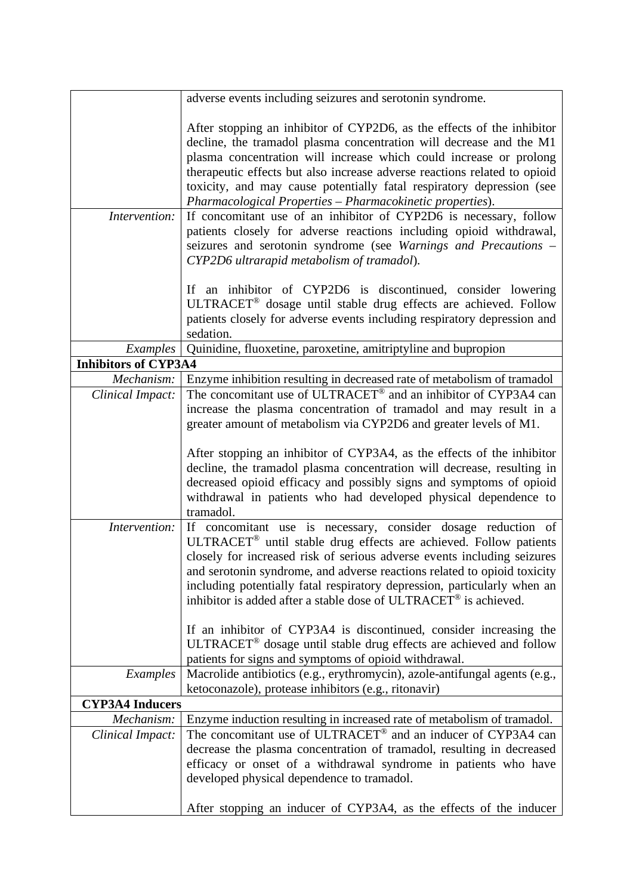| | |
|---|---|
| | adverse events including seizures and serotonin syndrome.<br><br>After stopping an inhibitor of CYP2D6, as the effects of the inhibitor decline, the tramadol plasma concentration will decrease and the M1 plasma concentration will increase which could increase or prolong therapeutic effects but also increase adverse reactions related to opioid toxicity, and may cause potentially fatal respiratory depression (see *Pharmacological Properties – Pharmacokinetic properties*). |
| *Intervention:* | If concomitant use of an inhibitor of CYP2D6 is necessary, follow patients closely for adverse reactions including opioid withdrawal, seizures and serotonin syndrome (see *Warnings and Precautions – CYP2D6 ultrarapid metabolism of tramadol*).<br><br>If an inhibitor of CYP2D6 is discontinued, consider lowering ULTRACET® dosage until stable drug effects are achieved. Follow patients closely for adverse events including respiratory depression and sedation. |
| *Examples* | Quinidine, fluoxetine, paroxetine, amitriptyline and bupropion |
| **Inhibitors of CYP3A4** | |
| *Mechanism:* | Enzyme inhibition resulting in decreased rate of metabolism of tramadol |
| *Clinical Impact:* | The concomitant use of ULTRACET® and an inhibitor of CYP3A4 can increase the plasma concentration of tramadol and may result in a greater amount of metabolism via CYP2D6 and greater levels of M1.<br><br>After stopping an inhibitor of CYP3A4, as the effects of the inhibitor decline, the tramadol plasma concentration will decrease, resulting in decreased opioid efficacy and possibly signs and symptoms of opioid withdrawal in patients who had developed physical dependence to tramadol. |
| *Intervention:* | If concomitant use is necessary, consider dosage reduction of ULTRACET® until stable drug effects are achieved. Follow patients closely for increased risk of serious adverse events including seizures and serotonin syndrome, and adverse reactions related to opioid toxicity including potentially fatal respiratory depression, particularly when an inhibitor is added after a stable dose of ULTRACET® is achieved.<br><br>If an inhibitor of CYP3A4 is discontinued, consider increasing the ULTRACET® dosage until stable drug effects are achieved and follow patients for signs and symptoms of opioid withdrawal. |
| *Examples* | Macrolide antibiotics (e.g., erythromycin), azole-antifungal agents (e.g., ketoconazole), protease inhibitors (e.g., ritonavir) |
| **CYP3A4 Inducers** | |
| *Mechanism:* | Enzyme induction resulting in increased rate of metabolism of tramadol. |
| *Clinical Impact:* | The concomitant use of ULTRACET® and an inducer of CYP3A4 can decrease the plasma concentration of tramadol, resulting in decreased efficacy or onset of a withdrawal syndrome in patients who have developed physical dependence to tramadol.<br><br>After stopping an inducer of CYP3A4, as the effects of the inducer |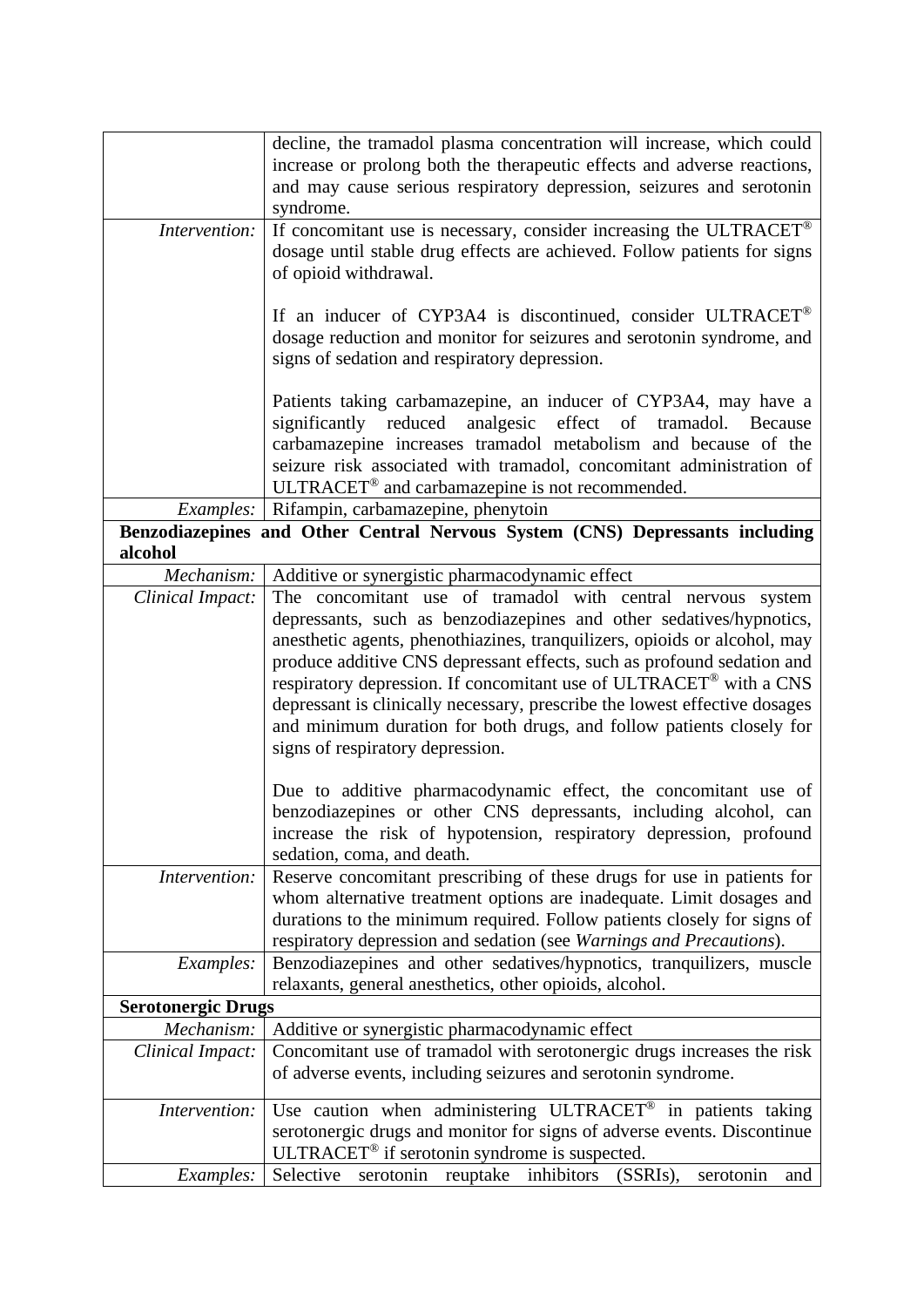| | |
|---|---|
| | decline, the tramadol plasma concentration will increase, which could increase or prolong both the therapeutic effects and adverse reactions, and may cause serious respiratory depression, seizures and serotonin syndrome. |
| *Intervention:* | If concomitant use is necessary, consider increasing the ULTRACET® dosage until stable drug effects are achieved. Follow patients for signs of opioid withdrawal.<br><br>If an inducer of CYP3A4 is discontinued, consider ULTRACET® dosage reduction and monitor for seizures and serotonin syndrome, and signs of sedation and respiratory depression.<br><br>Patients taking carbamazepine, an inducer of CYP3A4, may have a significantly reduced analgesic effect of tramadol. Because carbamazepine increases tramadol metabolism and because of the seizure risk associated with tramadol, concomitant administration of ULTRACET® and carbamazepine is not recommended. |
| *Examples:* | Rifampin, carbamazepine, phenytoin |
| **Benzodiazepines and Other Central Nervous System (CNS) Depressants including alcohol** | |
| *Mechanism:* | Additive or synergistic pharmacodynamic effect |
| *Clinical Impact:* | The concomitant use of tramadol with central nervous system depressants, such as benzodiazepines and other sedatives/hypnotics, anesthetic agents, phenothiazines, tranquilizers, opioids or alcohol, may produce additive CNS depressant effects, such as profound sedation and respiratory depression. If concomitant use of ULTRACET® with a CNS depressant is clinically necessary, prescribe the lowest effective dosages and minimum duration for both drugs, and follow patients closely for signs of respiratory depression.<br><br>Due to additive pharmacodynamic effect, the concomitant use of benzodiazepines or other CNS depressants, including alcohol, can increase the risk of hypotension, respiratory depression, profound sedation, coma, and death. |
| *Intervention:* | Reserve concomitant prescribing of these drugs for use in patients for whom alternative treatment options are inadequate. Limit dosages and durations to the minimum required. Follow patients closely for signs of respiratory depression and sedation (see *Warnings and Precautions*). |
| *Examples:* | Benzodiazepines and other sedatives/hypnotics, tranquilizers, muscle relaxants, general anesthetics, other opioids, alcohol. |
| **Serotonergic Drugs** | |
| *Mechanism:* | Additive or synergistic pharmacodynamic effect |
| *Clinical Impact:* | Concomitant use of tramadol with serotonergic drugs increases the risk of adverse events, including seizures and serotonin syndrome. |
| *Intervention:* | Use caution when administering ULTRACET® in patients taking serotonergic drugs and monitor for signs of adverse events. Discontinue ULTRACET® if serotonin syndrome is suspected. |
| *Examples:* | Selective serotonin reuptake inhibitors (SSRIs), serotonin and |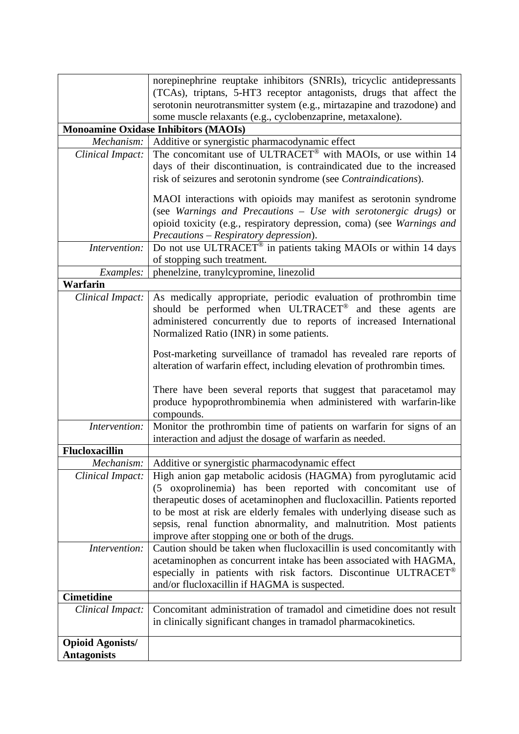| | |
|---|---|
| | norepinephrine reuptake inhibitors (SNRIs), tricyclic antidepressants (TCAs), triptans, 5-HT3 receptor antagonists, drugs that affect the serotonin neurotransmitter system (e.g., mirtazapine and trazodone) and some muscle relaxants (e.g., cyclobenzaprine, metaxalone). |
| **Monoamine Oxidase Inhibitors (MAOIs)** | |
| *Mechanism:* | Additive or synergistic pharmacodynamic effect |
| *Clinical Impact:* | The concomitant use of ULTRACET® with MAOIs, or use within 14 days of their discontinuation, is contraindicated due to the increased risk of seizures and serotonin syndrome (see *Contraindications*).<br><br>MAOI interactions with opioids may manifest as serotonin syndrome (see *Warnings and Precautions – Use with serotonergic drugs)* or opioid toxicity (e.g., respiratory depression, coma) (see *Warnings and Precautions – Respiratory depression*). |
| *Intervention:* | Do not use ULTRACET® in patients taking MAOIs or within 14 days of stopping such treatment. |
| *Examples:* | phenelzine, tranylcypromine, linezolid |
| **Warfarin** | |
| *Clinical Impact:* | As medically appropriate, periodic evaluation of prothrombin time should be performed when ULTRACET® and these agents are administered concurrently due to reports of increased International Normalized Ratio (INR) in some patients.<br><br>Post-marketing surveillance of tramadol has revealed rare reports of alteration of warfarin effect, including elevation of prothrombin times.<br><br>There have been several reports that suggest that paracetamol may produce hypoprothrombinemia when administered with warfarin-like compounds. |
| *Intervention:* | Monitor the prothrombin time of patients on warfarin for signs of an interaction and adjust the dosage of warfarin as needed. |
| **Flucloxacillin** | |
| *Mechanism:* | Additive or synergistic pharmacodynamic effect |
| *Clinical Impact:* | High anion gap metabolic acidosis (HAGMA) from pyroglutamic acid (5 oxoprolinemia) has been reported with concomitant use of therapeutic doses of acetaminophen and flucloxacillin. Patients reported to be most at risk are elderly females with underlying disease such as sepsis, renal function abnormality, and malnutrition. Most patients improve after stopping one or both of the drugs. |
| *Intervention:* | Caution should be taken when flucloxacillin is used concomitantly with acetaminophen as concurrent intake has been associated with HAGMA, especially in patients with risk factors. Discontinue ULTRACET® and/or flucloxacillin if HAGMA is suspected. |
| **Cimetidine** | |
| *Clinical Impact:* | Concomitant administration of tramadol and cimetidine does not result in clinically significant changes in tramadol pharmacokinetics. |
| **Opioid Agonists/ Antagonists** | |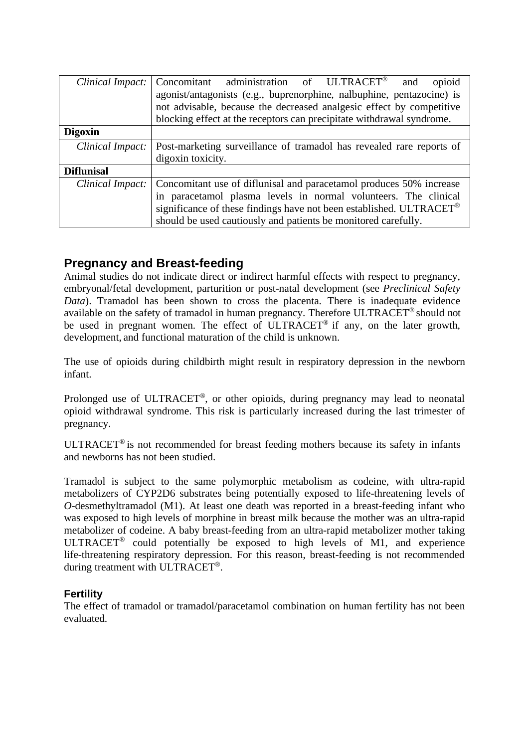| | |
|---|---|
| *Clinical Impact:* | Concomitant administration of ULTRACET® and opioid agonist/antagonists (e.g., buprenorphine, nalbuphine, pentazocine) is not advisable, because the decreased analgesic effect by competitive blocking effect at the receptors can precipitate withdrawal syndrome. |
| **Digoxin** | |
| *Clinical Impact:* | Post-marketing surveillance of tramadol has revealed rare reports of digoxin toxicity. |
| **Diflunisal** | |
| *Clinical Impact:* | Concomitant use of diflunisal and paracetamol produces 50% increase in paracetamol plasma levels in normal volunteers. The clinical significance of these findings have not been established. ULTRACET® should be used cautiously and patients be monitored carefully. |

## Pregnancy and Breast-feeding

Animal studies do not indicate direct or indirect harmful effects with respect to pregnancy, embryonal/fetal development, parturition or post-natal development (see *Preclinical Safety Data*). Tramadol has been shown to cross the placenta. There is inadequate evidence available on the safety of tramadol in human pregnancy. Therefore ULTRACET® should not be used in pregnant women. The effect of ULTRACET® if any, on the later growth, development, and functional maturation of the child is unknown.

The use of opioids during childbirth might result in respiratory depression in the newborn infant.

Prolonged use of ULTRACET®, or other opioids, during pregnancy may lead to neonatal opioid withdrawal syndrome. This risk is particularly increased during the last trimester of pregnancy.

ULTRACET® is not recommended for breast feeding mothers because its safety in infants and newborns has not been studied.

Tramadol is subject to the same polymorphic metabolism as codeine, with ultra-rapid metabolizers of CYP2D6 substrates being potentially exposed to life-threatening levels of *O*-desmethyltramadol (M1). At least one death was reported in a breast-feeding infant who was exposed to high levels of morphine in breast milk because the mother was an ultra-rapid metabolizer of codeine. A baby breast-feeding from an ultra-rapid metabolizer mother taking ULTRACET® could potentially be exposed to high levels of M1, and experience life-threatening respiratory depression. For this reason, breast-feeding is not recommended during treatment with ULTRACET®.

### Fertility

The effect of tramadol or tramadol/paracetamol combination on human fertility has not been evaluated.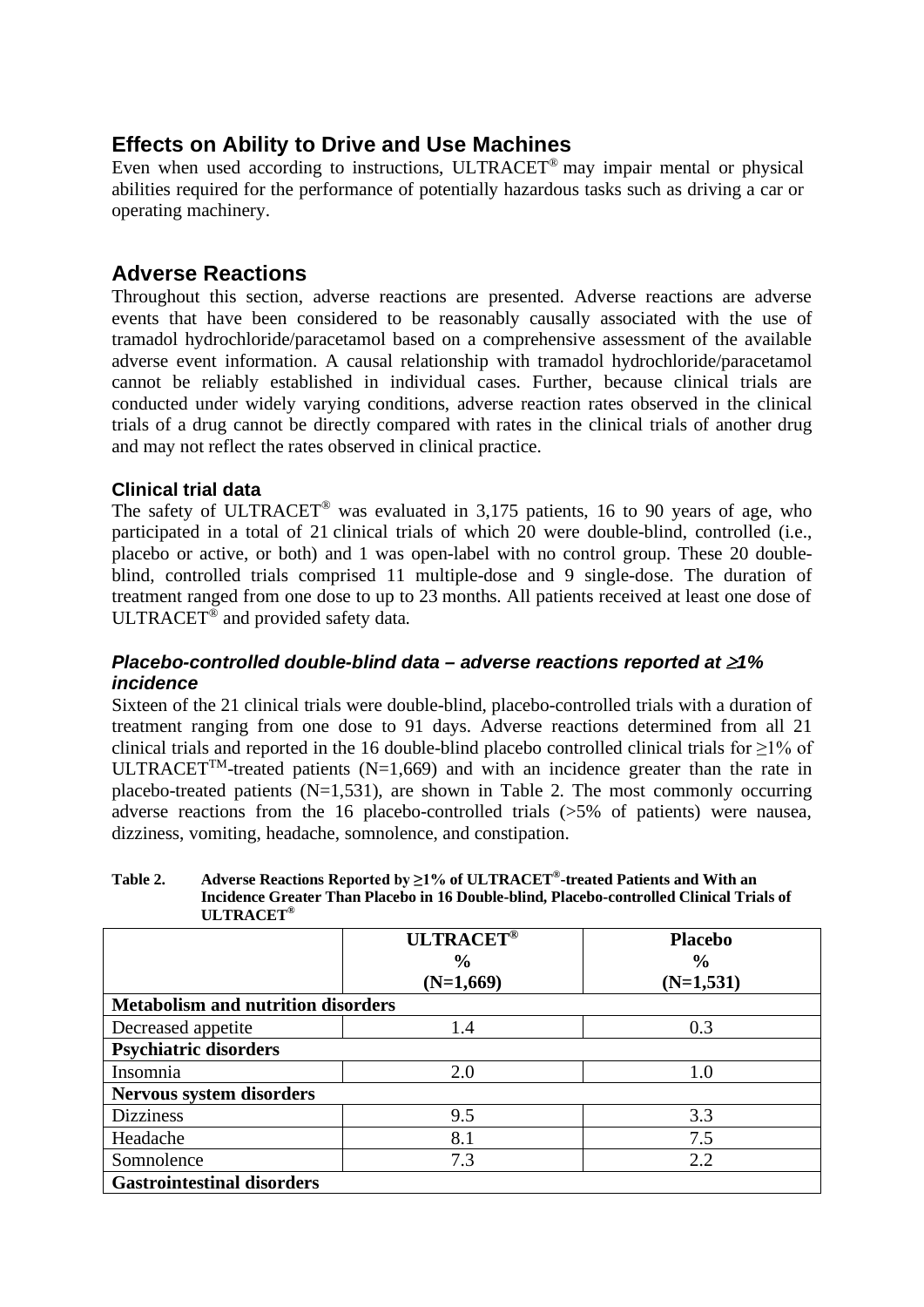## Effects on Ability to Drive and Use Machines

Even when used according to instructions, ULTRACET® may impair mental or physical abilities required for the performance of potentially hazardous tasks such as driving a car or operating machinery.

## Adverse Reactions

Throughout this section, adverse reactions are presented. Adverse reactions are adverse events that have been considered to be reasonably causally associated with the use of tramadol hydrochloride/paracetamol based on a comprehensive assessment of the available adverse event information. A causal relationship with tramadol hydrochloride/paracetamol cannot be reliably established in individual cases. Further, because clinical trials are conducted under widely varying conditions, adverse reaction rates observed in the clinical trials of a drug cannot be directly compared with rates in the clinical trials of another drug and may not reflect the rates observed in clinical practice.

### Clinical trial data

The safety of ULTRACET® was evaluated in 3,175 patients, 16 to 90 years of age, who participated in a total of 21 clinical trials of which 20 were double-blind, controlled (i.e., placebo or active, or both) and 1 was open-label with no control group. These 20 double-blind, controlled trials comprised 11 multiple-dose and 9 single-dose. The duration of treatment ranged from one dose to up to 23 months. All patients received at least one dose of ULTRACET® and provided safety data.

#### *Placebo-controlled double-blind data – adverse reactions reported at ≥1% incidence*

Sixteen of the 21 clinical trials were double-blind, placebo-controlled trials with a duration of treatment ranging from one dose to 91 days. Adverse reactions determined from all 21 clinical trials and reported in the 16 double-blind placebo controlled clinical trials for ≥1% of ULTRACET™-treated patients (N=1,669) and with an incidence greater than the rate in placebo-treated patients (N=1,531), are shown in Table 2. The most commonly occurring adverse reactions from the 16 placebo-controlled trials (>5% of patients) were nausea, dizziness, vomiting, headache, somnolence, and constipation.

**Table 2. Adverse Reactions Reported by ≥1% of ULTRACET®-treated Patients and With an Incidence Greater Than Placebo in 16 Double-blind, Placebo-controlled Clinical Trials of ULTRACET®**

| | **ULTRACET® % (N=1,669)** | **Placebo % (N=1,531)** |
|---|---|---|
| **Metabolism and nutrition disorders** | | |
| Decreased appetite | 1.4 | 0.3 |
| **Psychiatric disorders** | | |
| Insomnia | 2.0 | 1.0 |
| **Nervous system disorders** | | |
| Dizziness | 9.5 | 3.3 |
| Headache | 8.1 | 7.5 |
| Somnolence | 7.3 | 2.2 |
| **Gastrointestinal disorders** | | |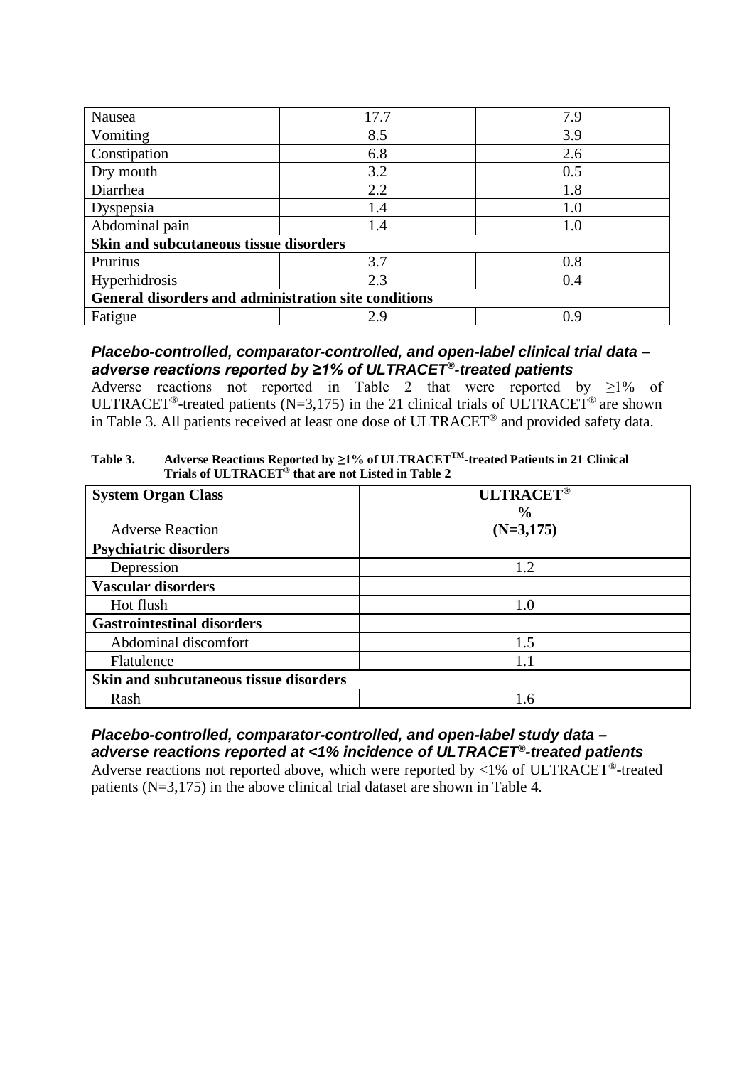| Nausea | 17.7 | 7.9 |
|---|---|---|
| Vomiting | 8.5 | 3.9 |
| Constipation | 6.8 | 2.6 |
| Dry mouth | 3.2 | 0.5 |
| Diarrhea | 2.2 | 1.8 |
| Dyspepsia | 1.4 | 1.0 |
| Abdominal pain | 1.4 | 1.0 |
| **Skin and subcutaneous tissue disorders** | | |
| Pruritus | 3.7 | 0.8 |
| Hyperhidrosis | 2.3 | 0.4 |
| **General disorders and administration site conditions** | | |
| Fatigue | 2.9 | 0.9 |

### *Placebo-controlled, comparator-controlled, and open-label clinical trial data – adverse reactions reported by ≥1% of ULTRACET®-treated patients*

Adverse reactions not reported in Table 2 that were reported by ≥1% of ULTRACET®-treated patients (N=3,175) in the 21 clinical trials of ULTRACET® are shown in Table 3. All patients received at least one dose of ULTRACET® and provided safety data.

**Table 3. Adverse Reactions Reported by ≥1% of ULTRACET™-treated Patients in 21 Clinical Trials of ULTRACET® that are not Listed in Table 2**

| **System Organ Class**<br>Adverse Reaction | **ULTRACET®**<br>**%**<br>**(N=3,175)** |
|---|---|
| **Psychiatric disorders** | |
| Depression | 1.2 |
| **Vascular disorders** | |
| Hot flush | 1.0 |
| **Gastrointestinal disorders** | |
| Abdominal discomfort | 1.5 |
| Flatulence | 1.1 |
| **Skin and subcutaneous tissue disorders** | |
| Rash | 1.6 |

### *Placebo-controlled, comparator-controlled, and open-label study data – adverse reactions reported at <1% incidence of ULTRACET®-treated patients*

Adverse reactions not reported above, which were reported by <1% of ULTRACET®-treated patients (N=3,175) in the above clinical trial dataset are shown in Table 4.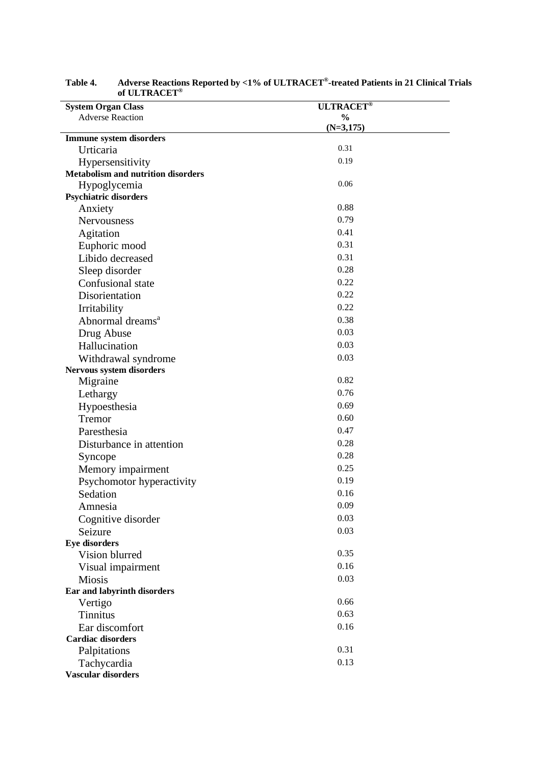**Table 4. Adverse Reactions Reported by <1% of ULTRACET®-treated Patients in 21 Clinical Trials of ULTRACET®**

| System Organ Class<br>Adverse Reaction | ULTRACET®<br>%<br>(N=3,175) |
|---|---|
| **Immune system disorders** | |
| Urticaria | 0.31 |
| Hypersensitivity | 0.19 |
| **Metabolism and nutrition disorders** | |
| Hypoglycemia | 0.06 |
| **Psychiatric disorders** | |
| Anxiety | 0.88 |
| Nervousness | 0.79 |
| Agitation | 0.41 |
| Euphoric mood | 0.31 |
| Libido decreased | 0.31 |
| Sleep disorder | 0.28 |
| Confusional state | 0.22 |
| Disorientation | 0.22 |
| Irritability | 0.22 |
| Abnormal dreams[a] | 0.38 |
| Drug Abuse | 0.03 |
| Hallucination | 0.03 |
| Withdrawal syndrome | 0.03 |
| **Nervous system disorders** | |
| Migraine | 0.82 |
| Lethargy | 0.76 |
| Hypoesthesia | 0.69 |
| Tremor | 0.60 |
| Paresthesia | 0.47 |
| Disturbance in attention | 0.28 |
| Syncope | 0.28 |
| Memory impairment | 0.25 |
| Psychomotor hyperactivity | 0.19 |
| Sedation | 0.16 |
| Amnesia | 0.09 |
| Cognitive disorder | 0.03 |
| Seizure | 0.03 |
| **Eye disorders** | |
| Vision blurred | 0.35 |
| Visual impairment | 0.16 |
| Miosis | 0.03 |
| **Ear and labyrinth disorders** | |
| Vertigo | 0.66 |
| Tinnitus | 0.63 |
| Ear discomfort | 0.16 |
| **Cardiac disorders** | |
| Palpitations | 0.31 |
| Tachycardia | 0.13 |
| **Vascular disorders** | |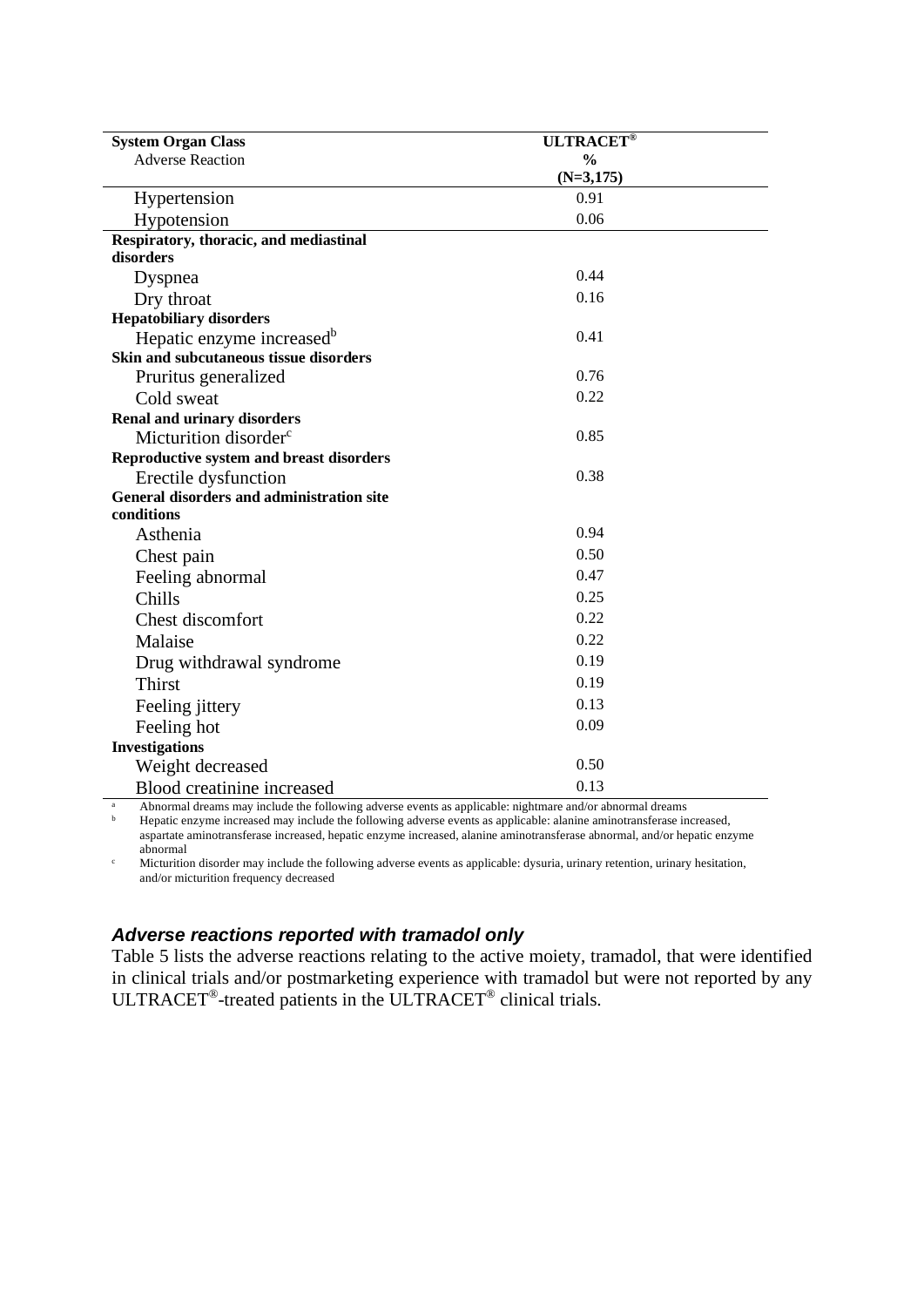| System Organ Class<br>Adverse Reaction | ULTRACET®<br>%<br>(N=3,175) |
|---|---|
| Hypertension | 0.91 |
| Hypotension | 0.06 |
| **Respiratory, thoracic, and mediastinal disorders** | |
| Dyspnea | 0.44 |
| Dry throat | 0.16 |
| **Hepatobiliary disorders** | |
| Hepatic enzyme increased[b] | 0.41 |
| **Skin and subcutaneous tissue disorders** | |
| Pruritus generalized | 0.76 |
| Cold sweat | 0.22 |
| **Renal and urinary disorders** | |
| Micturition disorder[c] | 0.85 |
| **Reproductive system and breast disorders** | |
| Erectile dysfunction | 0.38 |
| **General disorders and administration site conditions** | |
| Asthenia | 0.94 |
| Chest pain | 0.50 |
| Feeling abnormal | 0.47 |
| Chills | 0.25 |
| Chest discomfort | 0.22 |
| Malaise | 0.22 |
| Drug withdrawal syndrome | 0.19 |
| Thirst | 0.19 |
| Feeling jittery | 0.13 |
| Feeling hot | 0.09 |
| **Investigations** | |
| Weight decreased | 0.50 |
| Blood creatinine increased | 0.13 |

[a] Abnormal dreams may include the following adverse events as applicable: nightmare and/or abnormal dreams

[b] Hepatic enzyme increased may include the following adverse events as applicable: alanine aminotransferase increased, aspartate aminotransferase increased, hepatic enzyme increased, alanine aminotransferase abnormal, and/or hepatic enzyme abnormal

[c] Micturition disorder may include the following adverse events as applicable: dysuria, urinary retention, urinary hesitation, and/or micturition frequency decreased

### *Adverse reactions reported with tramadol only*

Table 5 lists the adverse reactions relating to the active moiety, tramadol, that were identified in clinical trials and/or postmarketing experience with tramadol but were not reported by any ULTRACET®-treated patients in the ULTRACET® clinical trials.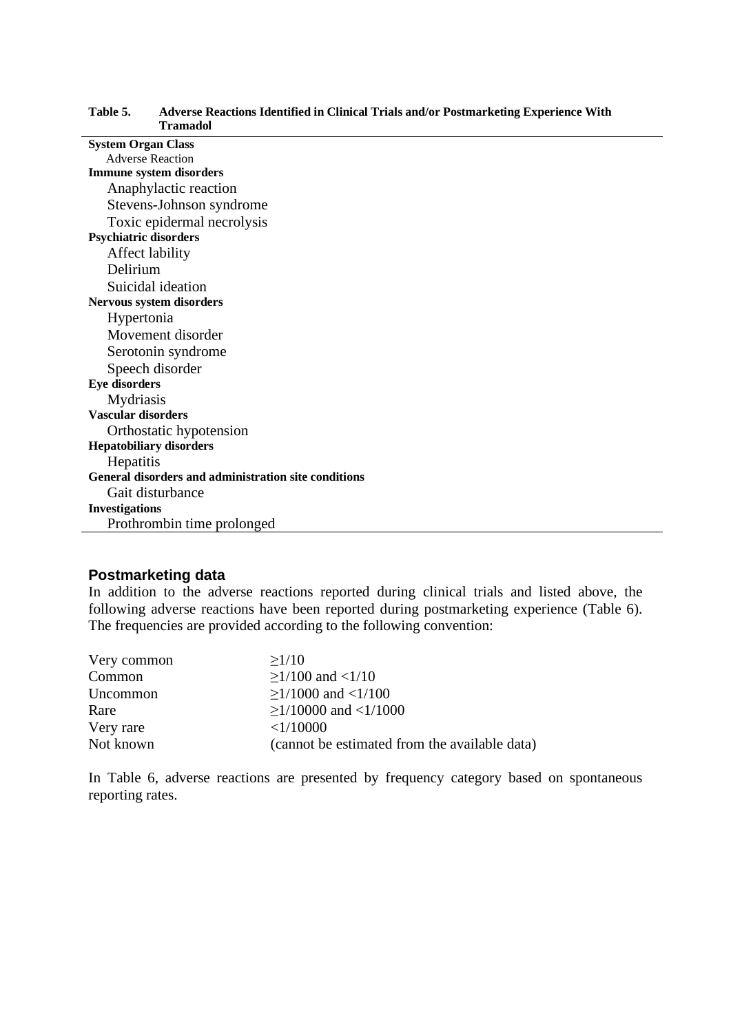**Table 5. Adverse Reactions Identified in Clinical Trials and/or Postmarketing Experience With Tramadol**

| System Organ Class<br>Adverse Reaction |
|---|
| **Immune system disorders** |
| Anaphylactic reaction |
| Stevens-Johnson syndrome |
| Toxic epidermal necrolysis |
| **Psychiatric disorders** |
| Affect lability |
| Delirium |
| Suicidal ideation |
| **Nervous system disorders** |
| Hypertonia |
| Movement disorder |
| Serotonin syndrome |
| Speech disorder |
| **Eye disorders** |
| Mydriasis |
| **Vascular disorders** |
| Orthostatic hypotension |
| **Hepatobiliary disorders** |
| Hepatitis |
| **General disorders and administration site conditions** |
| Gait disturbance |
| **Investigations** |
| Prothrombin time prolonged |

## Postmarketing data

In addition to the adverse reactions reported during clinical trials and listed above, the following adverse reactions have been reported during postmarketing experience (Table 6). The frequencies are provided according to the following convention:

| | |
|---|---|
| Very common | $\geq 1/10$ |
| Common | $\geq 1/100$ and $< 1/10$ |
| Uncommon | $\geq 1/1000$ and $< 1/100$ |
| Rare | $\geq 1/10000$ and $< 1/1000$ |
| Very rare | $< 1/10000$ |
| Not known | (cannot be estimated from the available data) |

In Table 6, adverse reactions are presented by frequency category based on spontaneous reporting rates.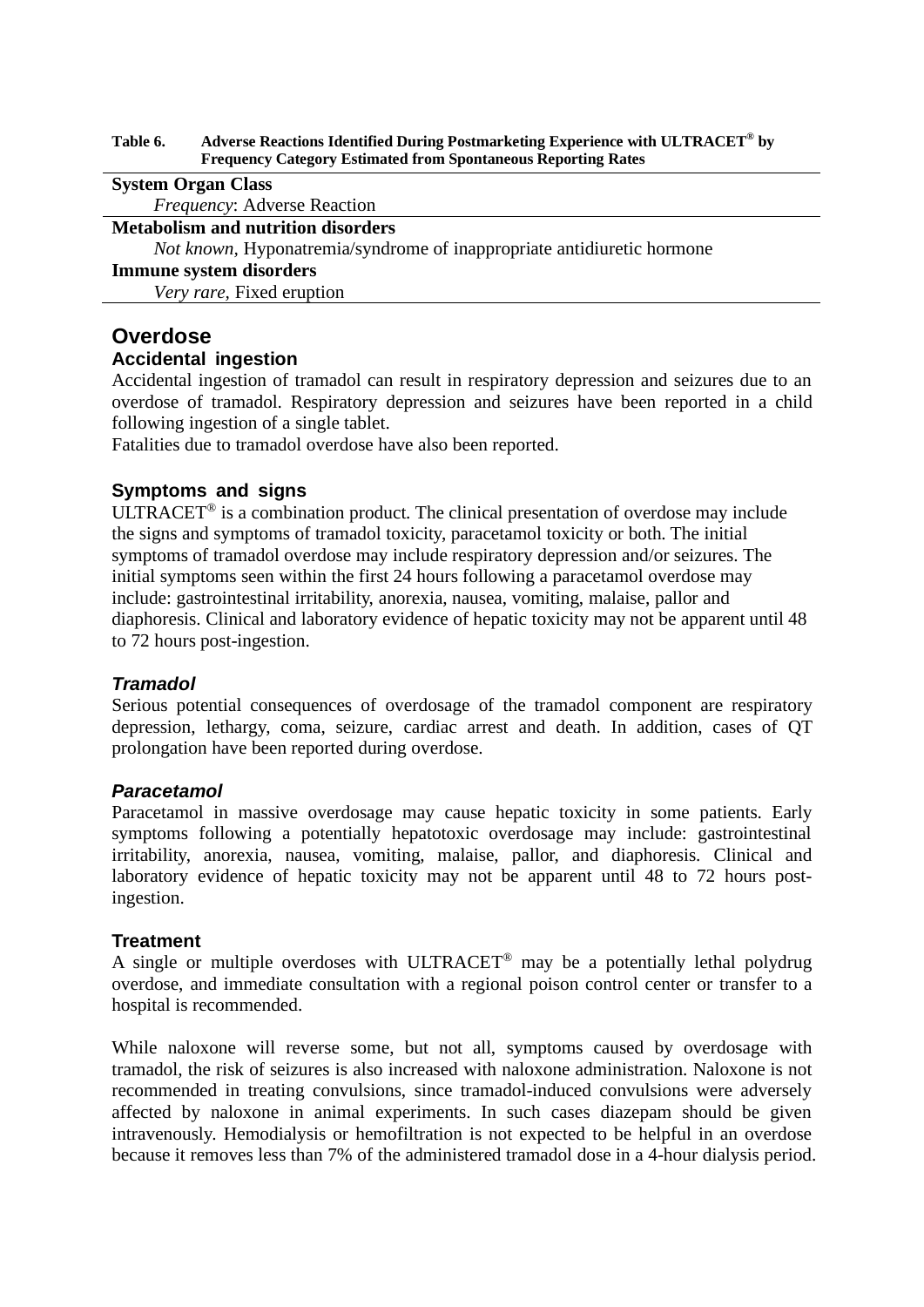**Table 6. Adverse Reactions Identified During Postmarketing Experience with ULTRACET® by Frequency Category Estimated from Spontaneous Reporting Rates**

| System Organ Class<br>*Frequency*: Adverse Reaction |
|---|
| **Metabolism and nutrition disorders** |
| *Not known*, Hyponatremia/syndrome of inappropriate antidiuretic hormone |
| **Immune system disorders** |
| *Very rare*, Fixed eruption |

## Overdose

### Accidental ingestion

Accidental ingestion of tramadol can result in respiratory depression and seizures due to an overdose of tramadol. Respiratory depression and seizures have been reported in a child following ingestion of a single tablet.

Fatalities due to tramadol overdose have also been reported.

### Symptoms and signs

ULTRACET® is a combination product. The clinical presentation of overdose may include the signs and symptoms of tramadol toxicity, paracetamol toxicity or both. The initial symptoms of tramadol overdose may include respiratory depression and/or seizures. The initial symptoms seen within the first 24 hours following a paracetamol overdose may include: gastrointestinal irritability, anorexia, nausea, vomiting, malaise, pallor and diaphoresis. Clinical and laboratory evidence of hepatic toxicity may not be apparent until 48 to 72 hours post-ingestion.

#### *Tramadol*

Serious potential consequences of overdosage of the tramadol component are respiratory depression, lethargy, coma, seizure, cardiac arrest and death. In addition, cases of QT prolongation have been reported during overdose.

#### *Paracetamol*

Paracetamol in massive overdosage may cause hepatic toxicity in some patients. Early symptoms following a potentially hepatotoxic overdosage may include: gastrointestinal irritability, anorexia, nausea, vomiting, malaise, pallor, and diaphoresis. Clinical and laboratory evidence of hepatic toxicity may not be apparent until 48 to 72 hours post-ingestion.

### Treatment

A single or multiple overdoses with ULTRACET® may be a potentially lethal polydrug overdose, and immediate consultation with a regional poison control center or transfer to a hospital is recommended.

While naloxone will reverse some, but not all, symptoms caused by overdosage with tramadol, the risk of seizures is also increased with naloxone administration. Naloxone is not recommended in treating convulsions, since tramadol-induced convulsions were adversely affected by naloxone in animal experiments. In such cases diazepam should be given intravenously. Hemodialysis or hemofiltration is not expected to be helpful in an overdose because it removes less than 7% of the administered tramadol dose in a 4-hour dialysis period.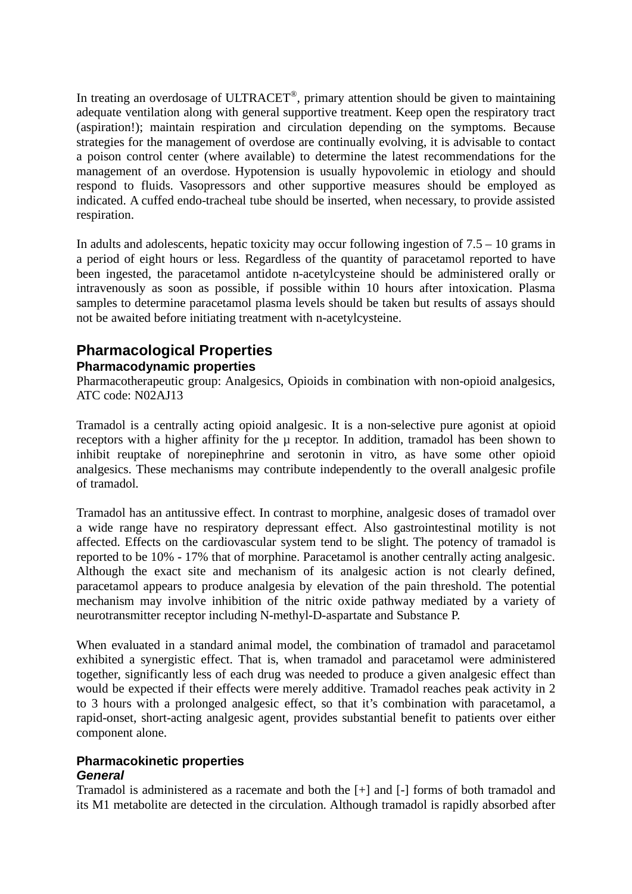In treating an overdosage of ULTRACET®, primary attention should be given to maintaining adequate ventilation along with general supportive treatment. Keep open the respiratory tract (aspiration!); maintain respiration and circulation depending on the symptoms. Because strategies for the management of overdose are continually evolving, it is advisable to contact a poison control center (where available) to determine the latest recommendations for the management of an overdose. Hypotension is usually hypovolemic in etiology and should respond to fluids. Vasopressors and other supportive measures should be employed as indicated. A cuffed endo-tracheal tube should be inserted, when necessary, to provide assisted respiration.

In adults and adolescents, hepatic toxicity may occur following ingestion of 7.5 – 10 grams in a period of eight hours or less. Regardless of the quantity of paracetamol reported to have been ingested, the paracetamol antidote n-acetylcysteine should be administered orally or intravenously as soon as possible, if possible within 10 hours after intoxication. Plasma samples to determine paracetamol plasma levels should be taken but results of assays should not be awaited before initiating treatment with n-acetylcysteine.

## Pharmacological Properties

### Pharmacodynamic properties

Pharmacotherapeutic group: Analgesics, Opioids in combination with non-opioid analgesics, ATC code: N02AJ13

Tramadol is a centrally acting opioid analgesic. It is a non-selective pure agonist at opioid receptors with a higher affinity for the µ receptor. In addition, tramadol has been shown to inhibit reuptake of norepinephrine and serotonin in vitro, as have some other opioid analgesics. These mechanisms may contribute independently to the overall analgesic profile of tramadol.

Tramadol has an antitussive effect. In contrast to morphine, analgesic doses of tramadol over a wide range have no respiratory depressant effect. Also gastrointestinal motility is not affected. Effects on the cardiovascular system tend to be slight. The potency of tramadol is reported to be 10% - 17% that of morphine. Paracetamol is another centrally acting analgesic. Although the exact site and mechanism of its analgesic action is not clearly defined, paracetamol appears to produce analgesia by elevation of the pain threshold. The potential mechanism may involve inhibition of the nitric oxide pathway mediated by a variety of neurotransmitter receptor including N-methyl-D-aspartate and Substance P.

When evaluated in a standard animal model, the combination of tramadol and paracetamol exhibited a synergistic effect. That is, when tramadol and paracetamol were administered together, significantly less of each drug was needed to produce a given analgesic effect than would be expected if their effects were merely additive. Tramadol reaches peak activity in 2 to 3 hours with a prolonged analgesic effect, so that it's combination with paracetamol, a rapid-onset, short-acting analgesic agent, provides substantial benefit to patients over either component alone.

### Pharmacokinetic properties

#### *General*

Tramadol is administered as a racemate and both the [+] and [-] forms of both tramadol and its M1 metabolite are detected in the circulation. Although tramadol is rapidly absorbed after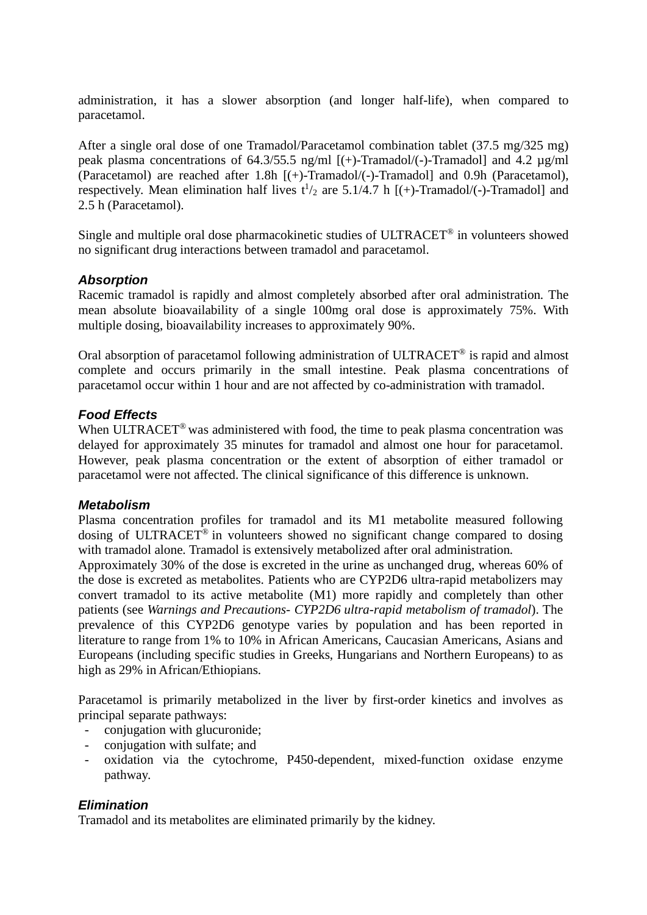administration, it has a slower absorption (and longer half-life), when compared to paracetamol.

After a single oral dose of one Tramadol/Paracetamol combination tablet (37.5 mg/325 mg) peak plasma concentrations of 64.3/55.5 ng/ml [(+)-Tramadol/(-)-Tramadol] and 4.2 µg/ml (Paracetamol) are reached after 1.8h [(+)-Tramadol/(-)-Tramadol] and 0.9h (Paracetamol), respectively. Mean elimination half lives $t^1/_2$ are 5.1/4.7 h [(+)-Tramadol/(-)-Tramadol] and 2.5 h (Paracetamol).

Single and multiple oral dose pharmacokinetic studies of ULTRACET® in volunteers showed no significant drug interactions between tramadol and paracetamol.

### *Absorption*

Racemic tramadol is rapidly and almost completely absorbed after oral administration. The mean absolute bioavailability of a single 100mg oral dose is approximately 75%. With multiple dosing, bioavailability increases to approximately 90%.

Oral absorption of paracetamol following administration of ULTRACET® is rapid and almost complete and occurs primarily in the small intestine. Peak plasma concentrations of paracetamol occur within 1 hour and are not affected by co-administration with tramadol.

### *Food Effects*

When ULTRACET® was administered with food, the time to peak plasma concentration was delayed for approximately 35 minutes for tramadol and almost one hour for paracetamol. However, peak plasma concentration or the extent of absorption of either tramadol or paracetamol were not affected. The clinical significance of this difference is unknown.

### *Metabolism*

Plasma concentration profiles for tramadol and its M1 metabolite measured following dosing of ULTRACET® in volunteers showed no significant change compared to dosing with tramadol alone. Tramadol is extensively metabolized after oral administration.
Approximately 30% of the dose is excreted in the urine as unchanged drug, whereas 60% of the dose is excreted as metabolites. Patients who are CYP2D6 ultra-rapid metabolizers may convert tramadol to its active metabolite (M1) more rapidly and completely than other patients (see *Warnings and Precautions- CYP2D6 ultra-rapid metabolism of tramadol*). The prevalence of this CYP2D6 genotype varies by population and has been reported in literature to range from 1% to 10% in African Americans, Caucasian Americans, Asians and Europeans (including specific studies in Greeks, Hungarians and Northern Europeans) to as high as 29% in African/Ethiopians.

Paracetamol is primarily metabolized in the liver by first-order kinetics and involves as principal separate pathways:

- conjugation with glucuronide;
- conjugation with sulfate; and
- oxidation via the cytochrome, P450-dependent, mixed-function oxidase enzyme pathway.

### *Elimination*

Tramadol and its metabolites are eliminated primarily by the kidney.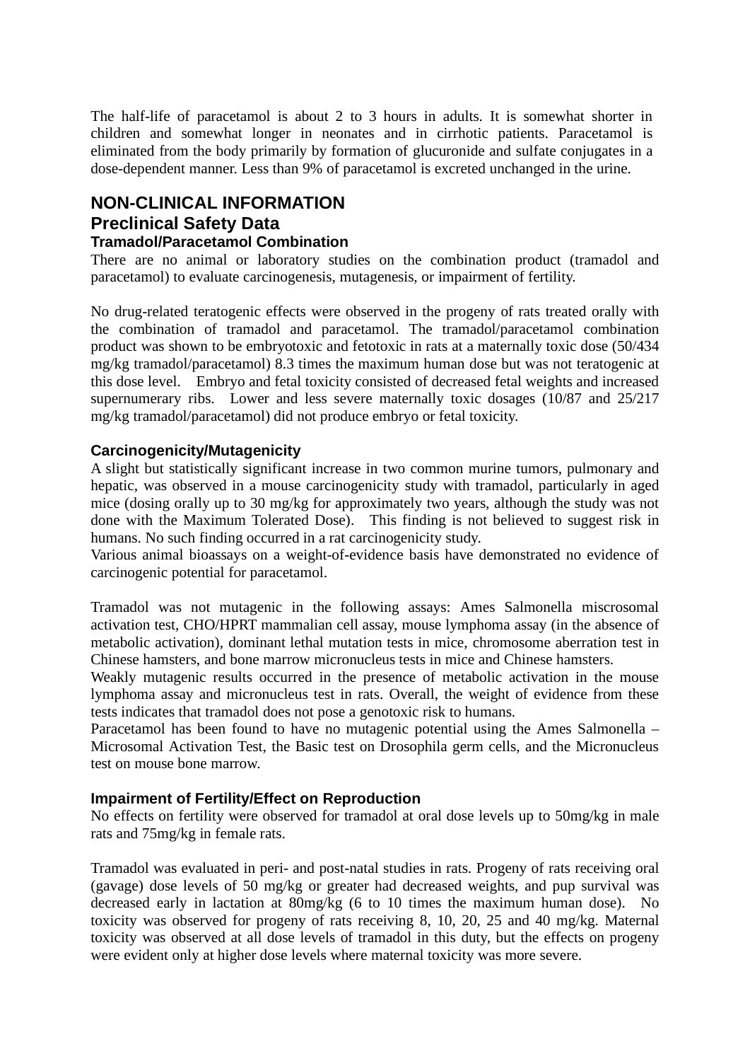The half-life of paracetamol is about 2 to 3 hours in adults. It is somewhat shorter in children and somewhat longer in neonates and in cirrhotic patients. Paracetamol is eliminated from the body primarily by formation of glucuronide and sulfate conjugates in a dose-dependent manner. Less than 9% of paracetamol is excreted unchanged in the urine.

# NON-CLINICAL INFORMATION

## Preclinical Safety Data

### Tramadol/Paracetamol Combination

There are no animal or laboratory studies on the combination product (tramadol and paracetamol) to evaluate carcinogenesis, mutagenesis, or impairment of fertility.

No drug-related teratogenic effects were observed in the progeny of rats treated orally with the combination of tramadol and paracetamol. The tramadol/paracetamol combination product was shown to be embryotoxic and fetotoxic in rats at a maternally toxic dose (50/434 mg/kg tramadol/paracetamol) 8.3 times the maximum human dose but was not teratogenic at this dose level. Embryo and fetal toxicity consisted of decreased fetal weights and increased supernumerary ribs. Lower and less severe maternally toxic dosages (10/87 and 25/217 mg/kg tramadol/paracetamol) did not produce embryo or fetal toxicity.

### Carcinogenicity/Mutagenicity

A slight but statistically significant increase in two common murine tumors, pulmonary and hepatic, was observed in a mouse carcinogenicity study with tramadol, particularly in aged mice (dosing orally up to 30 mg/kg for approximately two years, although the study was not done with the Maximum Tolerated Dose). This finding is not believed to suggest risk in humans. No such finding occurred in a rat carcinogenicity study.
Various animal bioassays on a weight-of-evidence basis have demonstrated no evidence of carcinogenic potential for paracetamol.

Tramadol was not mutagenic in the following assays: Ames Salmonella miscrosomal activation test, CHO/HPRT mammalian cell assay, mouse lymphoma assay (in the absence of metabolic activation), dominant lethal mutation tests in mice, chromosome aberration test in Chinese hamsters, and bone marrow micronucleus tests in mice and Chinese hamsters.
Weakly mutagenic results occurred in the presence of metabolic activation in the mouse lymphoma assay and micronucleus test in rats. Overall, the weight of evidence from these tests indicates that tramadol does not pose a genotoxic risk to humans.
Paracetamol has been found to have no mutagenic potential using the Ames Salmonella – Microsomal Activation Test, the Basic test on Drosophila germ cells, and the Micronucleus test on mouse bone marrow.

### Impairment of Fertility/Effect on Reproduction

No effects on fertility were observed for tramadol at oral dose levels up to 50mg/kg in male rats and 75mg/kg in female rats.

Tramadol was evaluated in peri- and post-natal studies in rats. Progeny of rats receiving oral (gavage) dose levels of 50 mg/kg or greater had decreased weights, and pup survival was decreased early in lactation at 80mg/kg (6 to 10 times the maximum human dose). No toxicity was observed for progeny of rats receiving 8, 10, 20, 25 and 40 mg/kg. Maternal toxicity was observed at all dose levels of tramadol in this duty, but the effects on progeny were evident only at higher dose levels where maternal toxicity was more severe.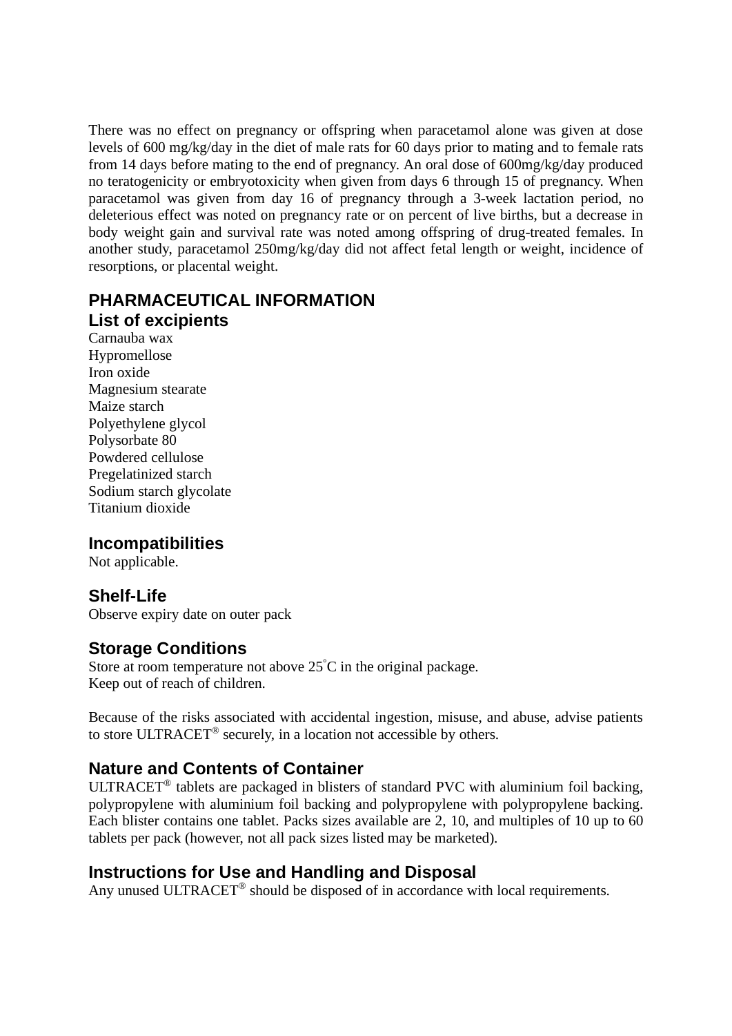There was no effect on pregnancy or offspring when paracetamol alone was given at dose levels of 600 mg/kg/day in the diet of male rats for 60 days prior to mating and to female rats from 14 days before mating to the end of pregnancy. An oral dose of 600mg/kg/day produced no teratogenicity or embryotoxicity when given from days 6 through 15 of pregnancy. When paracetamol was given from day 16 of pregnancy through a 3-week lactation period, no deleterious effect was noted on pregnancy rate or on percent of live births, but a decrease in body weight gain and survival rate was noted among offspring of drug-treated females. In another study, paracetamol 250mg/kg/day did not affect fetal length or weight, incidence of resorptions, or placental weight.

## PHARMACEUTICAL INFORMATION

### List of excipients

Carnauba wax
Hypromellose
Iron oxide
Magnesium stearate
Maize starch
Polyethylene glycol
Polysorbate 80
Powdered cellulose
Pregelatinized starch
Sodium starch glycolate
Titanium dioxide

### Incompatibilities

Not applicable.

### Shelf-Life

Observe expiry date on outer pack

### Storage Conditions

Store at room temperature not above 25°C in the original package.
Keep out of reach of children.

Because of the risks associated with accidental ingestion, misuse, and abuse, advise patients to store ULTRACET® securely, in a location not accessible by others.

### Nature and Contents of Container

ULTRACET® tablets are packaged in blisters of standard PVC with aluminium foil backing, polypropylene with aluminium foil backing and polypropylene with polypropylene backing. Each blister contains one tablet. Packs sizes available are 2, 10, and multiples of 10 up to 60 tablets per pack (however, not all pack sizes listed may be marketed).

### Instructions for Use and Handling and Disposal

Any unused ULTRACET® should be disposed of in accordance with local requirements.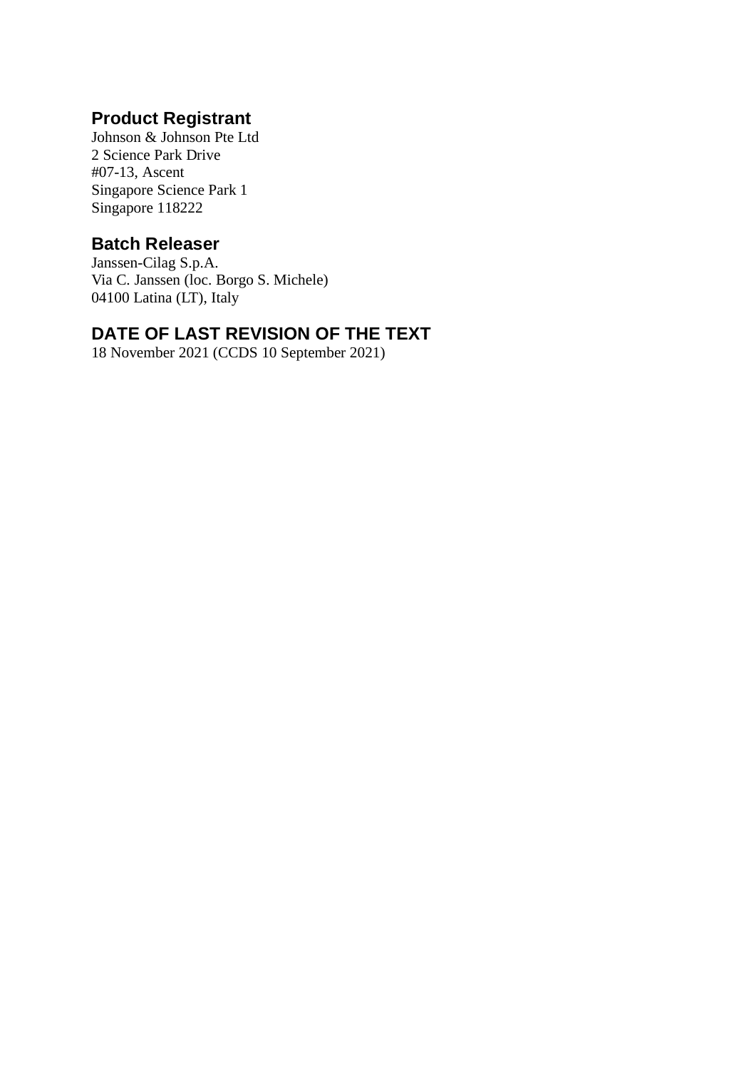## Product Registrant

Johnson & Johnson Pte Ltd
2 Science Park Drive
#07-13, Ascent
Singapore Science Park 1
Singapore 118222

## Batch Releaser

Janssen-Cilag S.p.A.
Via C. Janssen (loc. Borgo S. Michele)
04100 Latina (LT), Italy

## DATE OF LAST REVISION OF THE TEXT

18 November 2021 (CCDS 10 September 2021)